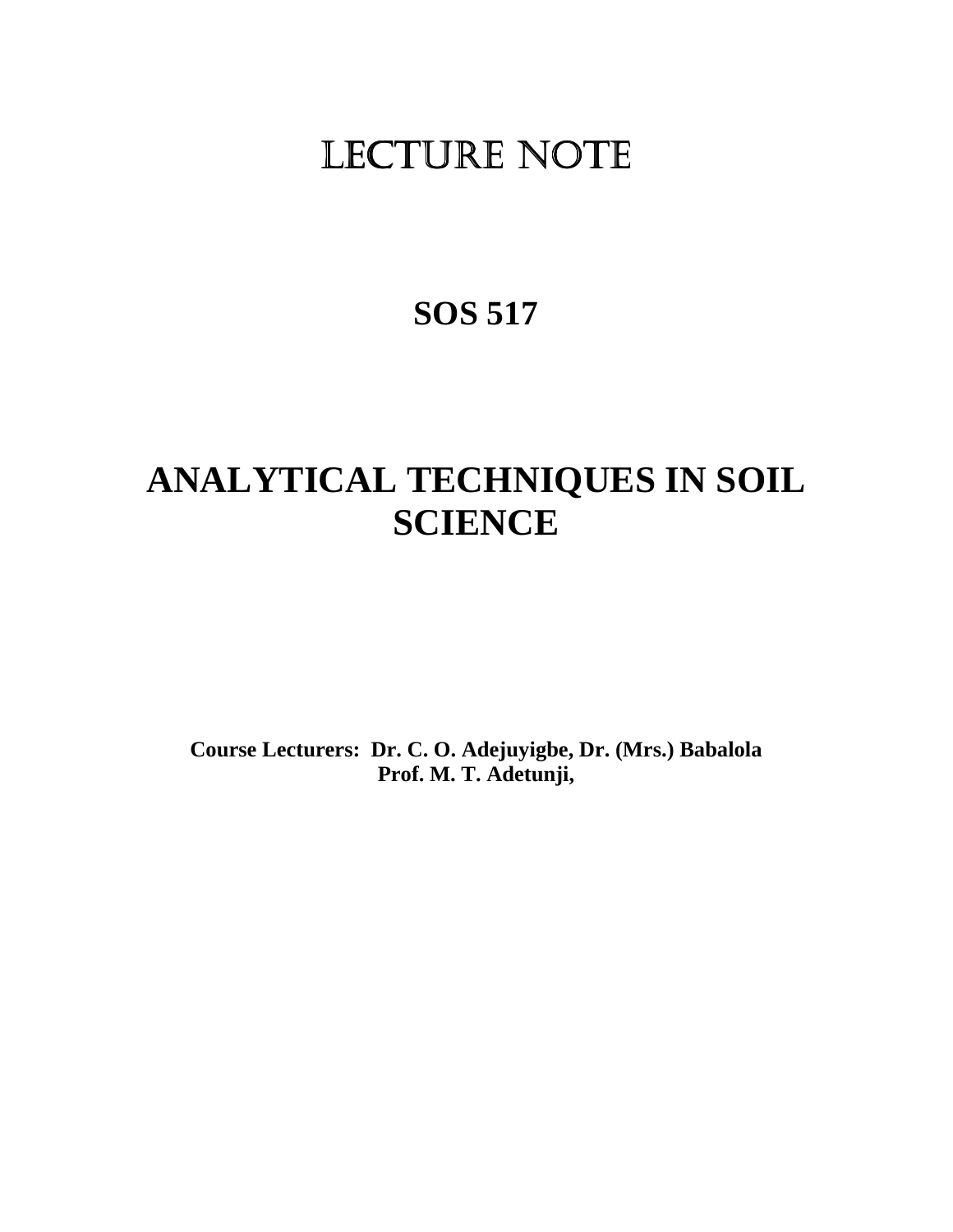# LECTURE NOTE

## SOS 517

# ANALYTICAL TECHNIQUES IN SOIL SCIENCE

**Course Lecturers: Dr. C. O. Adejuyigbe, Dr. (Mrs.) Babalola**
**Prof. M. T. Adetunji,**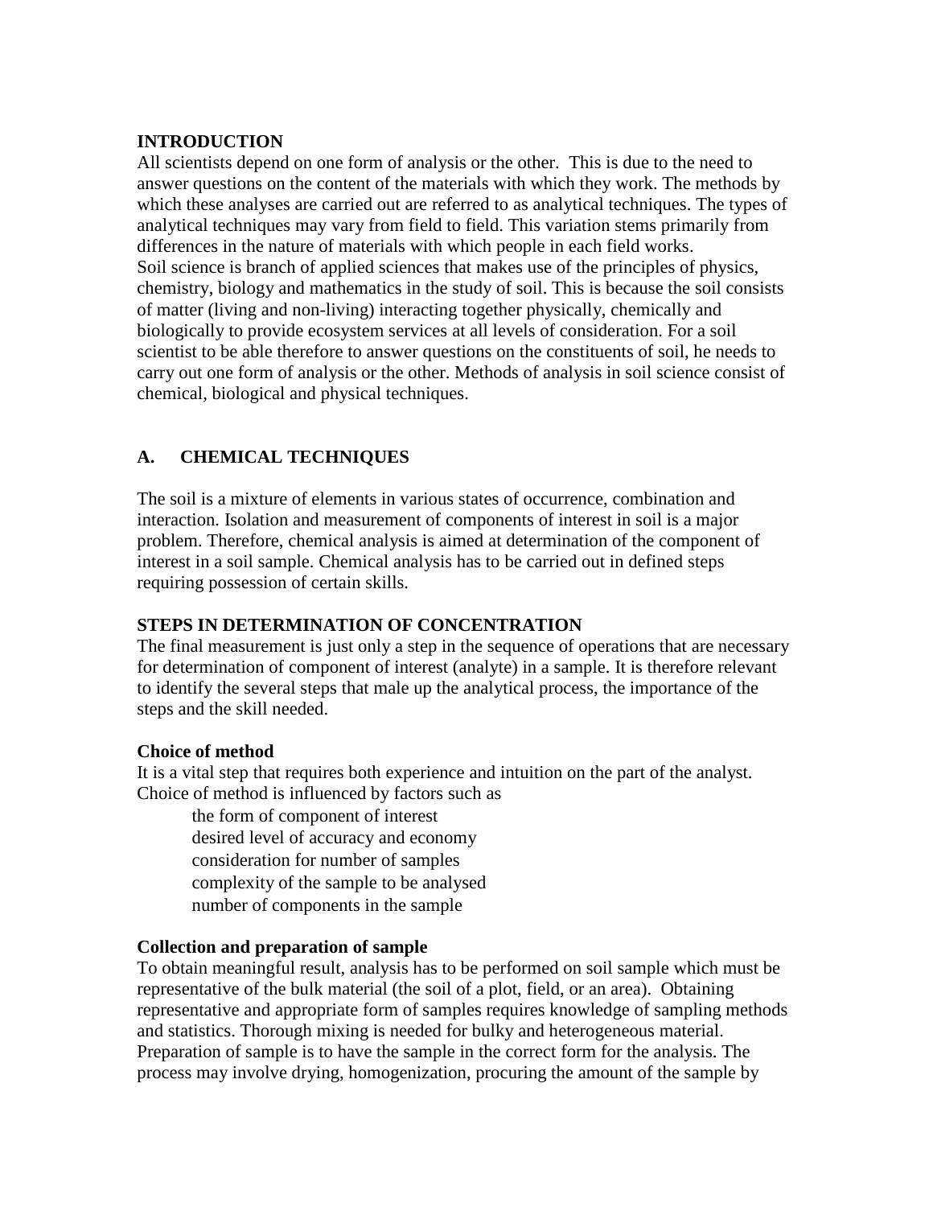## INTRODUCTION

All scientists depend on one form of analysis or the other. This is due to the need to answer questions on the content of the materials with which they work. The methods by which these analyses are carried out are referred to as analytical techniques. The types of analytical techniques may vary from field to field. This variation stems primarily from differences in the nature of materials with which people in each field works.
Soil science is branch of applied sciences that makes use of the principles of physics, chemistry, biology and mathematics in the study of soil. This is because the soil consists of matter (living and non-living) interacting together physically, chemically and biologically to provide ecosystem services at all levels of consideration. For a soil scientist to be able therefore to answer questions on the constituents of soil, he needs to carry out one form of analysis or the other. Methods of analysis in soil science consist of chemical, biological and physical techniques.

## A. CHEMICAL TECHNIQUES

The soil is a mixture of elements in various states of occurrence, combination and interaction. Isolation and measurement of components of interest in soil is a major problem. Therefore, chemical analysis is aimed at determination of the component of interest in a soil sample. Chemical analysis has to be carried out in defined steps requiring possession of certain skills.

### STEPS IN DETERMINATION OF CONCENTRATION

The final measurement is just only a step in the sequence of operations that are necessary for determination of component of interest (analyte) in a sample. It is therefore relevant to identify the several steps that male up the analytical process, the importance of the steps and the skill needed.

**Choice of method**

It is a vital step that requires both experience and intuition on the part of the analyst. Choice of method is influenced by factors such as

- the form of component of interest
- desired level of accuracy and economy
- consideration for number of samples
- complexity of the sample to be analysed
- number of components in the sample

**Collection and preparation of sample**

To obtain meaningful result, analysis has to be performed on soil sample which must be representative of the bulk material (the soil of a plot, field, or an area). Obtaining representative and appropriate form of samples requires knowledge of sampling methods and statistics. Thorough mixing is needed for bulky and heterogeneous material. Preparation of sample is to have the sample in the correct form for the analysis. The process may involve drying, homogenization, procuring the amount of the sample by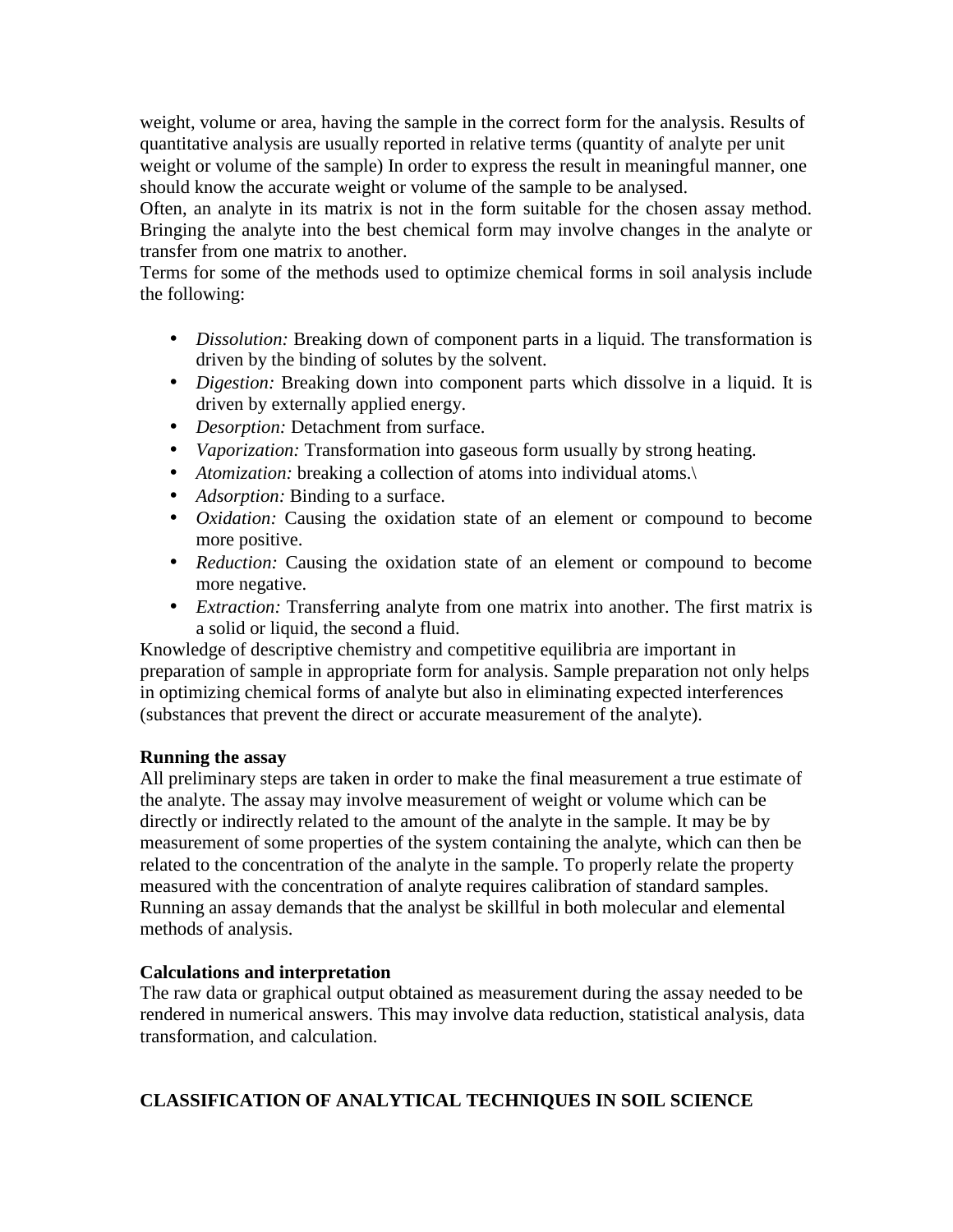weight, volume or area, having the sample in the correct form for the analysis. Results of quantitative analysis are usually reported in relative terms (quantity of analyte per unit weight or volume of the sample) In order to express the result in meaningful manner, one should know the accurate weight or volume of the sample to be analysed.

Often, an analyte in its matrix is not in the form suitable for the chosen assay method. Bringing the analyte into the best chemical form may involve changes in the analyte or transfer from one matrix to another.

Terms for some of the methods used to optimize chemical forms in soil analysis include the following:

- *Dissolution:* Breaking down of component parts in a liquid. The transformation is driven by the binding of solutes by the solvent.
- *Digestion:* Breaking down into component parts which dissolve in a liquid. It is driven by externally applied energy.
- *Desorption:* Detachment from surface.
- *Vaporization:* Transformation into gaseous form usually by strong heating.
- *Atomization:* breaking a collection of atoms into individual atoms.\
- *Adsorption:* Binding to a surface.
- *Oxidation:* Causing the oxidation state of an element or compound to become more positive.
- *Reduction:* Causing the oxidation state of an element or compound to become more negative.
- *Extraction:* Transferring analyte from one matrix into another. The first matrix is a solid or liquid, the second a fluid.

Knowledge of descriptive chemistry and competitive equilibria are important in preparation of sample in appropriate form for analysis. Sample preparation not only helps in optimizing chemical forms of analyte but also in eliminating expected interferences (substances that prevent the direct or accurate measurement of the analyte).

**Running the assay**

All preliminary steps are taken in order to make the final measurement a true estimate of the analyte. The assay may involve measurement of weight or volume which can be directly or indirectly related to the amount of the analyte in the sample. It may be by measurement of some properties of the system containing the analyte, which can then be related to the concentration of the analyte in the sample. To properly relate the property measured with the concentration of analyte requires calibration of standard samples. Running an assay demands that the analyst be skillful in both molecular and elemental methods of analysis.

**Calculations and interpretation**

The raw data or graphical output obtained as measurement during the assay needed to be rendered in numerical answers. This may involve data reduction, statistical analysis, data transformation, and calculation.

## CLASSIFICATION OF ANALYTICAL TECHNIQUES IN SOIL SCIENCE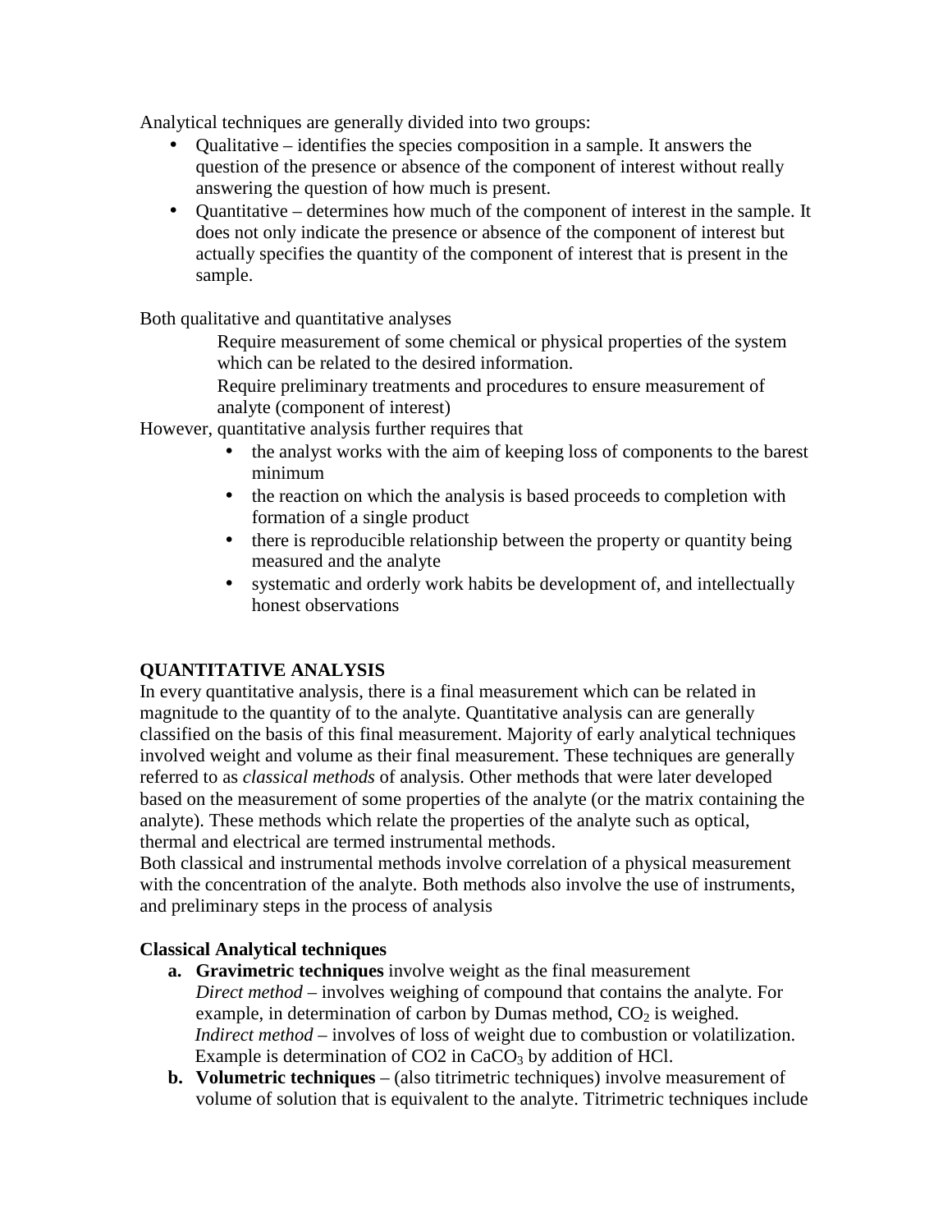Analytical techniques are generally divided into two groups:

- Qualitative – identifies the species composition in a sample. It answers the question of the presence or absence of the component of interest without really answering the question of how much is present.
- Quantitative – determines how much of the component of interest in the sample. It does not only indicate the presence or absence of the component of interest but actually specifies the quantity of the component of interest that is present in the sample.

Both qualitative and quantitative analyses

Require measurement of some chemical or physical properties of the system which can be related to the desired information.

Require preliminary treatments and procedures to ensure measurement of analyte (component of interest)

However, quantitative analysis further requires that

- the analyst works with the aim of keeping loss of components to the barest minimum
- the reaction on which the analysis is based proceeds to completion with formation of a single product
- there is reproducible relationship between the property or quantity being measured and the analyte
- systematic and orderly work habits be development of, and intellectually honest observations

**QUANTITATIVE ANALYSIS**

In every quantitative analysis, there is a final measurement which can be related in magnitude to the quantity of to the analyte. Quantitative analysis can are generally classified on the basis of this final measurement. Majority of early analytical techniques involved weight and volume as their final measurement. These techniques are generally referred to as *classical methods* of analysis. Other methods that were later developed based on the measurement of some properties of the analyte (or the matrix containing the analyte). These methods which relate the properties of the analyte such as optical, thermal and electrical are termed instrumental methods.

Both classical and instrumental methods involve correlation of a physical measurement with the concentration of the analyte. Both methods also involve the use of instruments, and preliminary steps in the process of analysis

**Classical Analytical techniques**

a. **Gravimetric techniques** involve weight as the final measurement
   *Direct method* – involves weighing of compound that contains the analyte. For example, in determination of carbon by Dumas method, $CO_2$ is weighed.
   *Indirect method* – involves of loss of weight due to combustion or volatilization. Example is determination of CO2 in $CaCO_3$ by addition of HCl.
b. **Volumetric techniques** – (also titrimetric techniques) involve measurement of volume of solution that is equivalent to the analyte. Titrimetric techniques include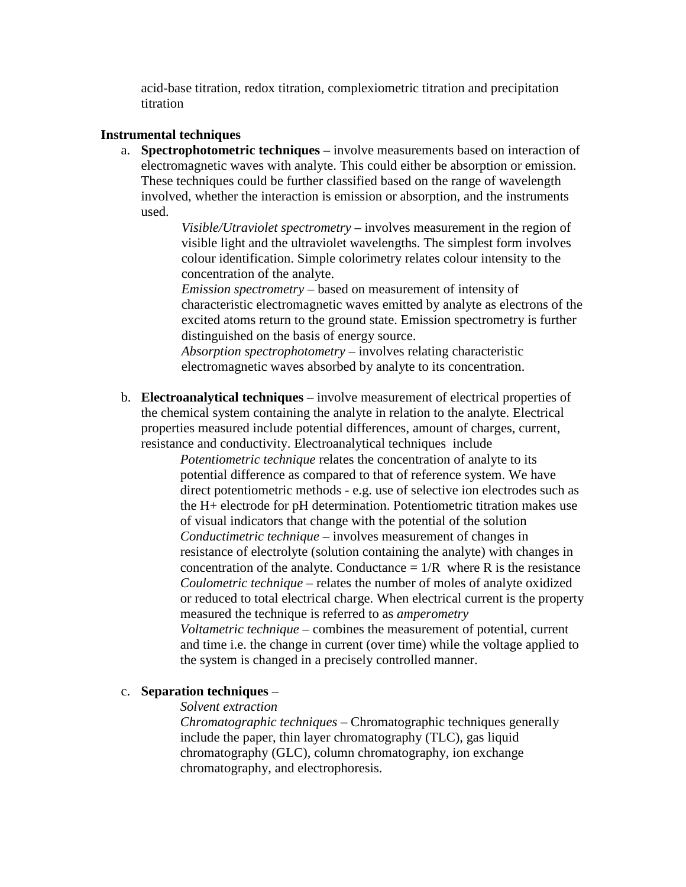acid-base titration, redox titration, complexiometric titration and precipitation titration

**Instrumental techniques**

a. **Spectrophotometric techniques –** involve measurements based on interaction of electromagnetic waves with analyte. This could either be absorption or emission. These techniques could be further classified based on the range of wavelength involved, whether the interaction is emission or absorption, and the instruments used.

    *Visible/Utraviolet spectrometry* – involves measurement in the region of visible light and the ultraviolet wavelengths. The simplest form involves colour identification. Simple colorimetry relates colour intensity to the concentration of the analyte.

    *Emission spectrometry* – based on measurement of intensity of characteristic electromagnetic waves emitted by analyte as electrons of the excited atoms return to the ground state. Emission spectrometry is further distinguished on the basis of energy source.

    *Absorption spectrophotometry* – involves relating characteristic electromagnetic waves absorbed by analyte to its concentration.

b. **Electroanalytical techniques** – involve measurement of electrical properties of the chemical system containing the analyte in relation to the analyte. Electrical properties measured include potential differences, amount of charges, current, resistance and conductivity. Electroanalytical techniques include

    *Potentiometric technique* relates the concentration of analyte to its potential difference as compared to that of reference system. We have direct potentiometric methods - e.g. use of selective ion electrodes such as the $H^+$ electrode for pH determination. Potentiometric titration makes use of visual indicators that change with the potential of the solution

    *Conductimetric technique* – involves measurement of changes in resistance of electrolyte (solution containing the analyte) with changes in concentration of the analyte. Conductance = $1/R$ where R is the resistance

    *Coulometric technique* – relates the number of moles of analyte oxidized or reduced to total electrical charge. When electrical current is the property measured the technique is referred to as *amperometry*

    *Voltametric technique* – combines the measurement of potential, current and time i.e. the change in current (over time) while the voltage applied to the system is changed in a precisely controlled manner.

c. **Separation techniques** –

    *Solvent extraction*

    *Chromatographic techniques* – Chromatographic techniques generally include the paper, thin layer chromatography (TLC), gas liquid chromatography (GLC), column chromatography, ion exchange chromatography, and electrophoresis.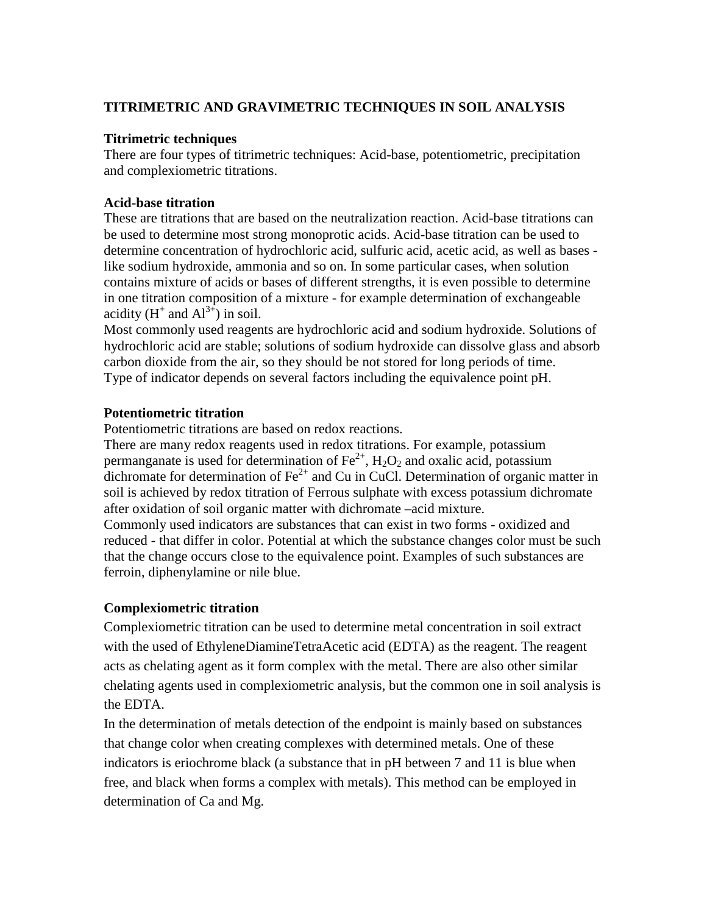## TITRIMETRIC AND GRAVIMETRIC TECHNIQUES IN SOIL ANALYSIS

### Titrimetric techniques

There are four types of titrimetric techniques: Acid-base, potentiometric, precipitation and complexiometric titrations.

### Acid-base titration

These are titrations that are based on the neutralization reaction. Acid-base titrations can be used to determine most strong monoprotic acids. Acid-base titration can be used to determine concentration of hydrochloric acid, sulfuric acid, acetic acid, as well as bases - like sodium hydroxide, ammonia and so on. In some particular cases, when solution contains mixture of acids or bases of different strengths, it is even possible to determine in one titration composition of a mixture - for example determination of exchangeable acidity ($H^+$ and $Al^{3+}$) in soil.

Most commonly used reagents are hydrochloric acid and sodium hydroxide. Solutions of hydrochloric acid are stable; solutions of sodium hydroxide can dissolve glass and absorb carbon dioxide from the air, so they should be not stored for long periods of time. Type of indicator depends on several factors including the equivalence point pH.

### Potentiometric titration

Potentiometric titrations are based on redox reactions.

There are many redox reagents used in redox titrations. For example, potassium permanganate is used for determination of $Fe^{2+}$, $H_2O_2$ and oxalic acid, potassium dichromate for determination of $Fe^{2+}$ and Cu in CuCl. Determination of organic matter in soil is achieved by redox titration of Ferrous sulphate with excess potassium dichromate after oxidation of soil organic matter with dichromate –acid mixture.

Commonly used indicators are substances that can exist in two forms - oxidized and reduced - that differ in color. Potential at which the substance changes color must be such that the change occurs close to the equivalence point. Examples of such substances are ferroin, diphenylamine or nile blue.

### Complexiometric titration

Complexiometric titration can be used to determine metal concentration in soil extract with the used of EthyleneDiamineTetraAcetic acid (EDTA) as the reagent. The reagent acts as chelating agent as it form complex with the metal. There are also other similar chelating agents used in complexiometric analysis, but the common one in soil analysis is the EDTA.

In the determination of metals detection of the endpoint is mainly based on substances that change color when creating complexes with determined metals. One of these indicators is eriochrome black (a substance that in pH between 7 and 11 is blue when free, and black when forms a complex with metals). This method can be employed in determination of Ca and Mg.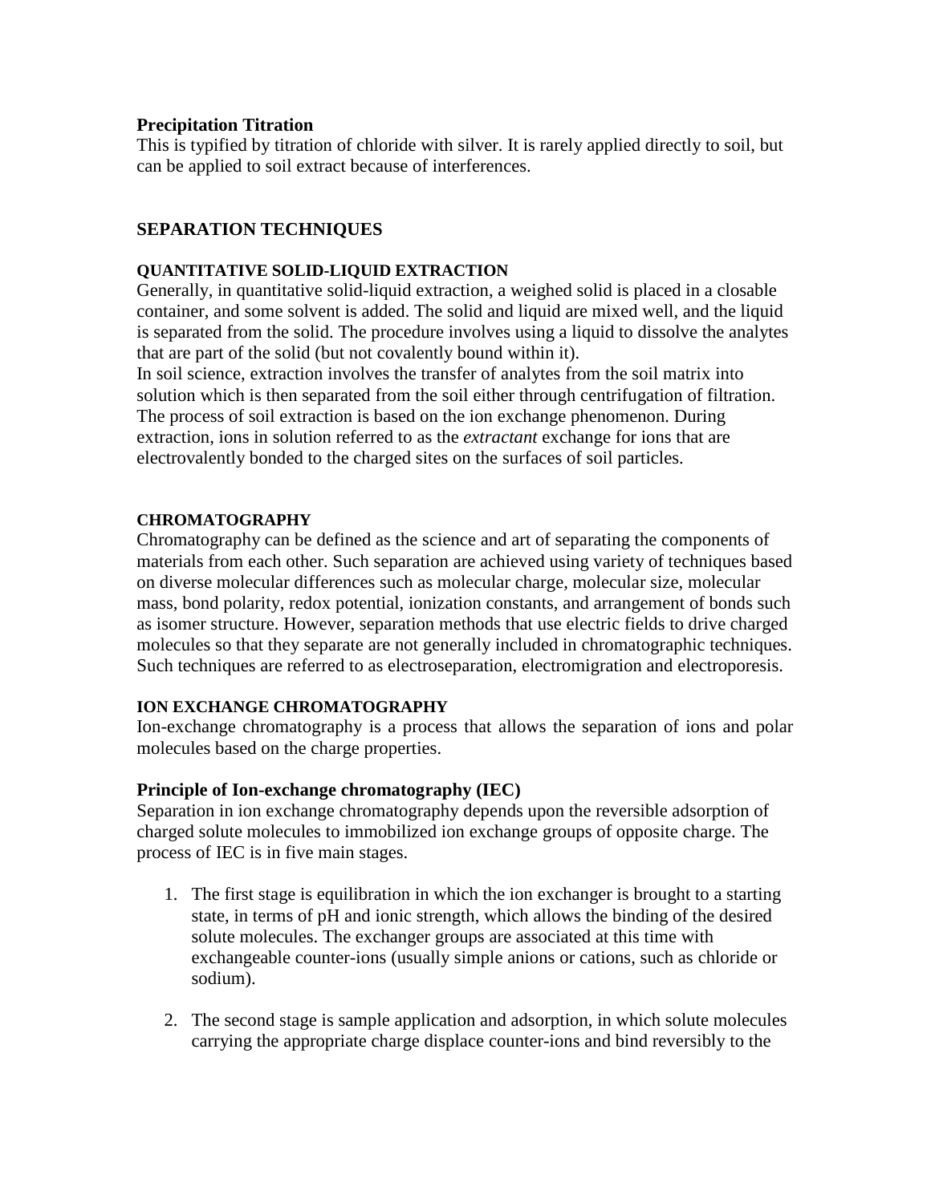**Precipitation Titration**

This is typified by titration of chloride with silver. It is rarely applied directly to soil, but can be applied to soil extract because of interferences.

## SEPARATION TECHNIQUES

### QUANTITATIVE SOLID-LIQUID EXTRACTION

Generally, in quantitative solid-liquid extraction, a weighed solid is placed in a closable container, and some solvent is added. The solid and liquid are mixed well, and the liquid is separated from the solid. The procedure involves using a liquid to dissolve the analytes that are part of the solid (but not covalently bound within it).

In soil science, extraction involves the transfer of analytes from the soil matrix into solution which is then separated from the soil either through centrifugation of filtration. The process of soil extraction is based on the ion exchange phenomenon. During extraction, ions in solution referred to as the *extractant* exchange for ions that are electrovalently bonded to the charged sites on the surfaces of soil particles.

### CHROMATOGRAPHY

Chromatography can be defined as the science and art of separating the components of materials from each other. Such separation are achieved using variety of techniques based on diverse molecular differences such as molecular charge, molecular size, molecular mass, bond polarity, redox potential, ionization constants, and arrangement of bonds such as isomer structure. However, separation methods that use electric fields to drive charged molecules so that they separate are not generally included in chromatographic techniques. Such techniques are referred to as electroseparation, electromigration and electroporesis.

### ION EXCHANGE CHROMATOGRAPHY

Ion-exchange chromatography is a process that allows the separation of ions and polar molecules based on the charge properties.

**Principle of Ion-exchange chromatography (IEC)**

Separation in ion exchange chromatography depends upon the reversible adsorption of charged solute molecules to immobilized ion exchange groups of opposite charge. The process of IEC is in five main stages.

1. The first stage is equilibration in which the ion exchanger is brought to a starting state, in terms of pH and ionic strength, which allows the binding of the desired solute molecules. The exchanger groups are associated at this time with exchangeable counter-ions (usually simple anions or cations, such as chloride or sodium).

2. The second stage is sample application and adsorption, in which solute molecules carrying the appropriate charge displace counter-ions and bind reversibly to the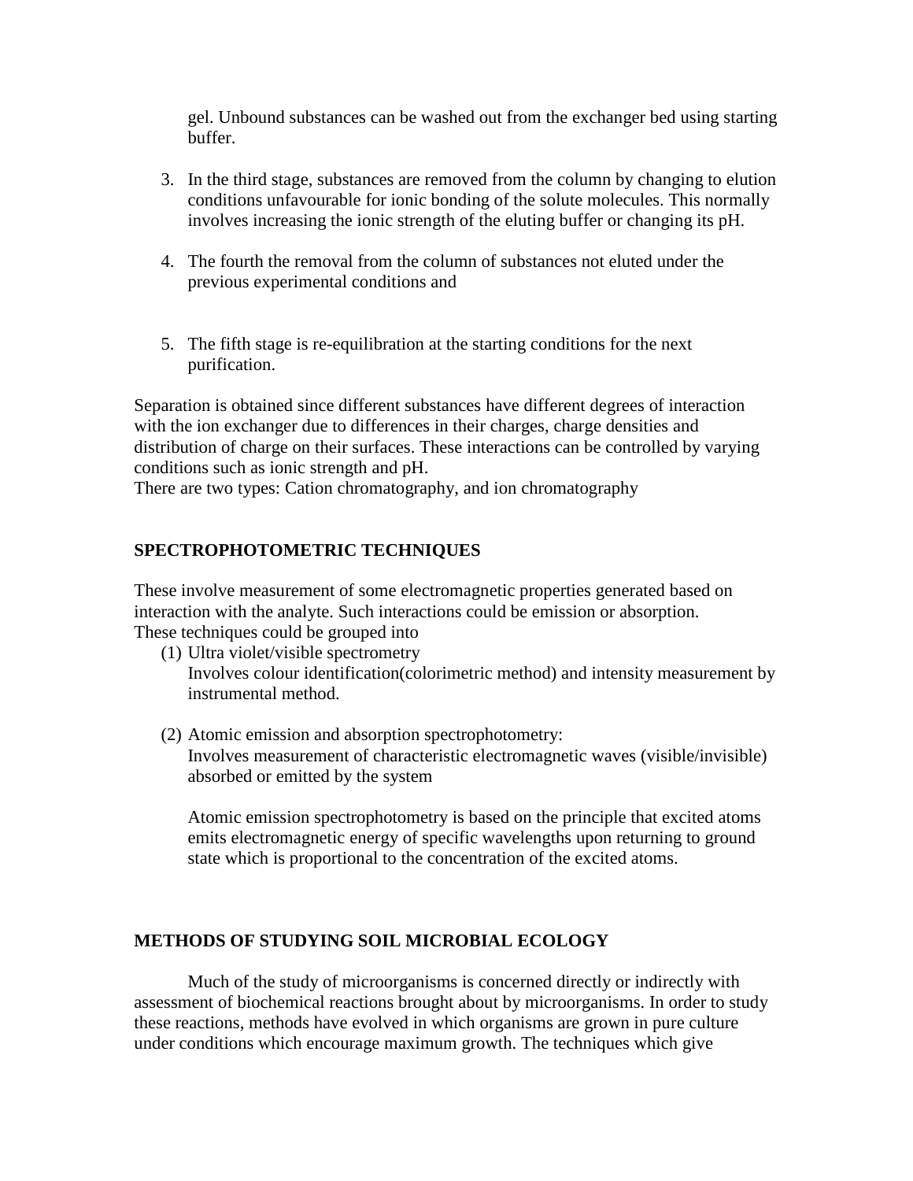gel. Unbound substances can be washed out from the exchanger bed using starting buffer.

3. In the third stage, substances are removed from the column by changing to elution conditions unfavourable for ionic bonding of the solute molecules. This normally involves increasing the ionic strength of the eluting buffer or changing its pH.

4. The fourth the removal from the column of substances not eluted under the previous experimental conditions and

5. The fifth stage is re-equilibration at the starting conditions for the next purification.

Separation is obtained since different substances have different degrees of interaction with the ion exchanger due to differences in their charges, charge densities and distribution of charge on their surfaces. These interactions can be controlled by varying conditions such as ionic strength and pH.
There are two types: Cation chromatography, and ion chromatography

**SPECTROPHOTOMETRIC TECHNIQUES**

These involve measurement of some electromagnetic properties generated based on interaction with the analyte. Such interactions could be emission or absorption.
These techniques could be grouped into

(1) Ultra violet/visible spectrometry
Involves colour identification(colorimetric method) and intensity measurement by instrumental method.

(2) Atomic emission and absorption spectrophotometry:
Involves measurement of characteristic electromagnetic waves (visible/invisible) absorbed or emitted by the system

Atomic emission spectrophotometry is based on the principle that excited atoms emits electromagnetic energy of specific wavelengths upon returning to ground state which is proportional to the concentration of the excited atoms.

**METHODS OF STUDYING SOIL MICROBIAL ECOLOGY**

Much of the study of microorganisms is concerned directly or indirectly with assessment of biochemical reactions brought about by microorganisms. In order to study these reactions, methods have evolved in which organisms are grown in pure culture under conditions which encourage maximum growth. The techniques which give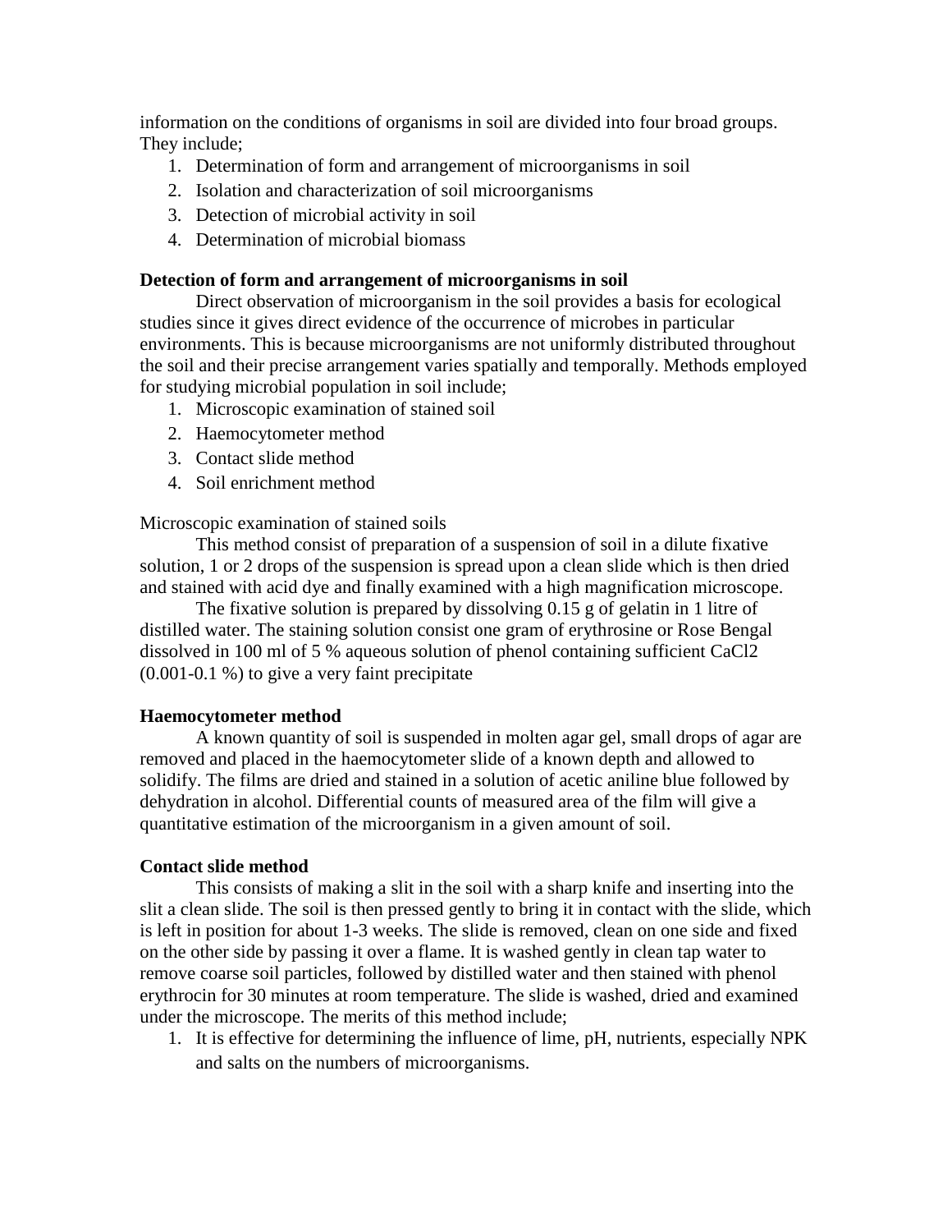information on the conditions of organisms in soil are divided into four broad groups. They include;

1. Determination of form and arrangement of microorganisms in soil
2. Isolation and characterization of soil microorganisms
3. Detection of microbial activity in soil
4. Determination of microbial biomass

**Detection of form and arrangement of microorganisms in soil**

Direct observation of microorganism in the soil provides a basis for ecological studies since it gives direct evidence of the occurrence of microbes in particular environments. This is because microorganisms are not uniformly distributed throughout the soil and their precise arrangement varies spatially and temporally. Methods employed for studying microbial population in soil include;

1. Microscopic examination of stained soil
2. Haemocytometer method
3. Contact slide method
4. Soil enrichment method

Microscopic examination of stained soils

This method consist of preparation of a suspension of soil in a dilute fixative solution, 1 or 2 drops of the suspension is spread upon a clean slide which is then dried and stained with acid dye and finally examined with a high magnification microscope.

The fixative solution is prepared by dissolving 0.15 g of gelatin in 1 litre of distilled water. The staining solution consist one gram of erythrosine or Rose Bengal dissolved in 100 ml of 5 % aqueous solution of phenol containing sufficient $CaCl_2$ (0.001-0.1 %) to give a very faint precipitate

**Haemocytometer method**

A known quantity of soil is suspended in molten agar gel, small drops of agar are removed and placed in the haemocytometer slide of a known depth and allowed to solidify. The films are dried and stained in a solution of acetic aniline blue followed by dehydration in alcohol. Differential counts of measured area of the film will give a quantitative estimation of the microorganism in a given amount of soil.

**Contact slide method**

This consists of making a slit in the soil with a sharp knife and inserting into the slit a clean slide. The soil is then pressed gently to bring it in contact with the slide, which is left in position for about 1-3 weeks. The slide is removed, clean on one side and fixed on the other side by passing it over a flame. It is washed gently in clean tap water to remove coarse soil particles, followed by distilled water and then stained with phenol erythrocin for 30 minutes at room temperature. The slide is washed, dried and examined under the microscope. The merits of this method include;

1. It is effective for determining the influence of lime, pH, nutrients, especially NPK and salts on the numbers of microorganisms.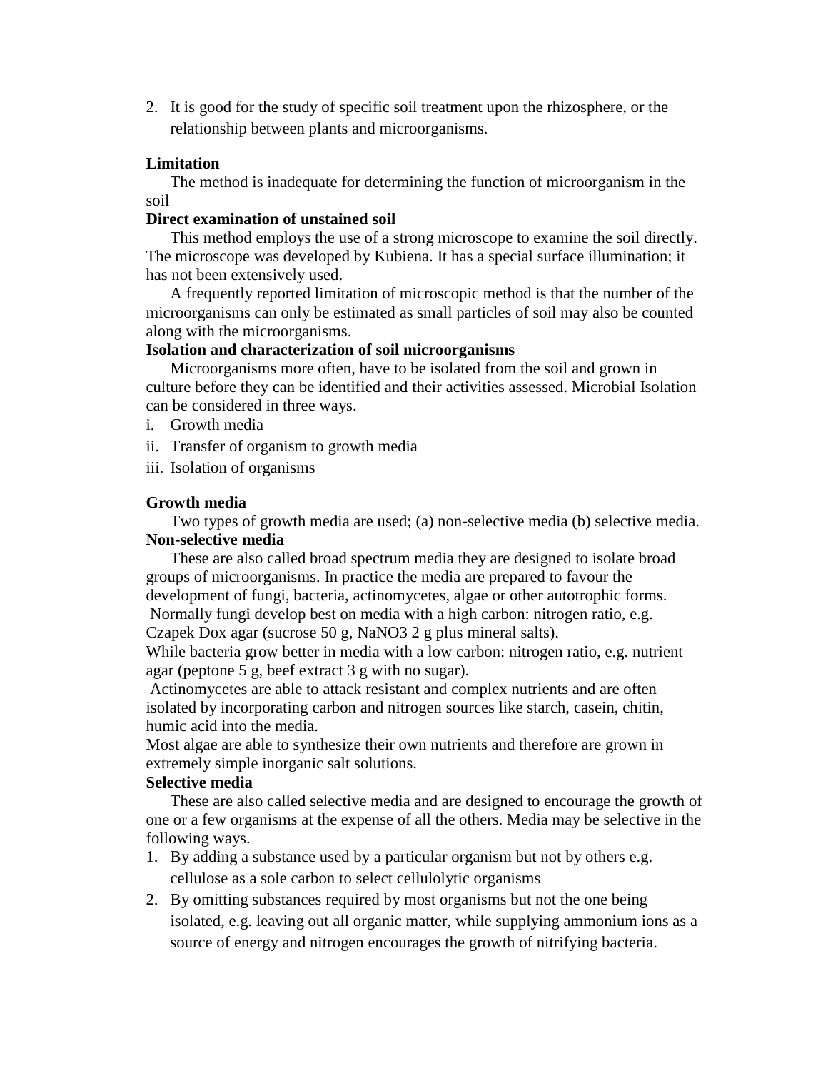2. It is good for the study of specific soil treatment upon the rhizosphere, or the relationship between plants and microorganisms.

**Limitation**

The method is inadequate for determining the function of microorganism in the soil

**Direct examination of unstained soil**

This method employs the use of a strong microscope to examine the soil directly. The microscope was developed by Kubiena. It has a special surface illumination; it has not been extensively used.

A frequently reported limitation of microscopic method is that the number of the microorganisms can only be estimated as small particles of soil may also be counted along with the microorganisms.

**Isolation and characterization of soil microorganisms**

Microorganisms more often, have to be isolated from the soil and grown in culture before they can be identified and their activities assessed. Microbial Isolation can be considered in three ways.

i. Growth media
ii. Transfer of organism to growth media
iii. Isolation of organisms

**Growth media**

Two types of growth media are used; (a) non-selective media (b) selective media.

**Non-selective media**

These are also called broad spectrum media they are designed to isolate broad groups of microorganisms. In practice the media are prepared to favour the development of fungi, bacteria, actinomycetes, algae or other autotrophic forms.
Normally fungi develop best on media with a high carbon: nitrogen ratio, e.g. Czapek Dox agar (sucrose 50 g, $NaNO_3$ 2 g plus mineral salts).
While bacteria grow better in media with a low carbon: nitrogen ratio, e.g. nutrient agar (peptone 5 g, beef extract 3 g with no sugar).
Actinomycetes are able to attack resistant and complex nutrients and are often isolated by incorporating carbon and nitrogen sources like starch, casein, chitin, humic acid into the media.
Most algae are able to synthesize their own nutrients and therefore are grown in extremely simple inorganic salt solutions.

**Selective media**

These are also called selective media and are designed to encourage the growth of one or a few organisms at the expense of all the others. Media may be selective in the following ways.

1. By adding a substance used by a particular organism but not by others e.g. cellulose as a sole carbon to select cellulolytic organisms
2. By omitting substances required by most organisms but not the one being isolated, e.g. leaving out all organic matter, while supplying ammonium ions as a source of energy and nitrogen encourages the growth of nitrifying bacteria.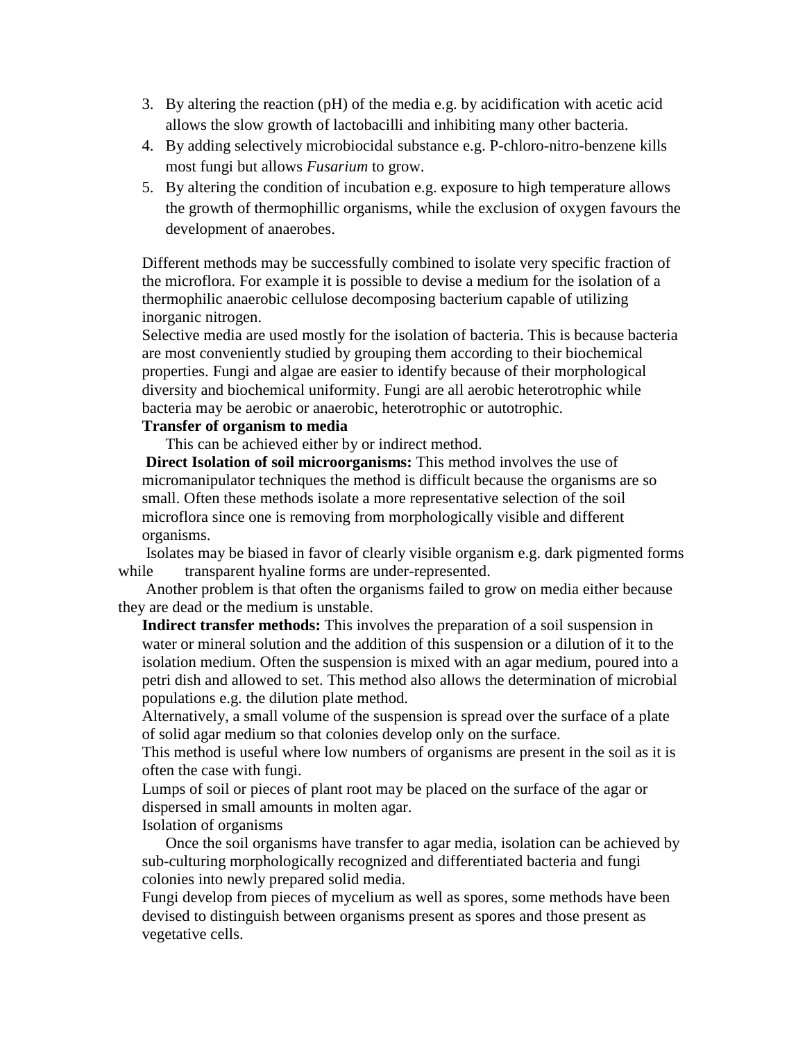3. By altering the reaction (pH) of the media e.g. by acidification with acetic acid allows the slow growth of lactobacilli and inhibiting many other bacteria.
4. By adding selectively microbiocidal substance e.g. P-chloro-nitro-benzene kills most fungi but allows *Fusarium* to grow.
5. By altering the condition of incubation e.g. exposure to high temperature allows the growth of thermophillic organisms, while the exclusion of oxygen favours the development of anaerobes.

Different methods may be successfully combined to isolate very specific fraction of the microflora. For example it is possible to devise a medium for the isolation of a thermophilic anaerobic cellulose decomposing bacterium capable of utilizing inorganic nitrogen.

Selective media are used mostly for the isolation of bacteria. This is because bacteria are most conveniently studied by grouping them according to their biochemical properties. Fungi and algae are easier to identify because of their morphological diversity and biochemical uniformity. Fungi are all aerobic heterotrophic while bacteria may be aerobic or anaerobic, heterotrophic or autotrophic.

**Transfer of organism to media**

This can be achieved either by or indirect method.

**Direct Isolation of soil microorganisms:** This method involves the use of micromanipulator techniques the method is difficult because the organisms are so small. Often these methods isolate a more representative selection of the soil microflora since one is removing from morphologically visible and different organisms.

Isolates may be biased in favor of clearly visible organism e.g. dark pigmented forms while transparent hyaline forms are under-represented.

Another problem is that often the organisms failed to grow on media either because they are dead or the medium is unstable.

**Indirect transfer methods:** This involves the preparation of a soil suspension in water or mineral solution and the addition of this suspension or a dilution of it to the isolation medium. Often the suspension is mixed with an agar medium, poured into a petri dish and allowed to set. This method also allows the determination of microbial populations e.g. the dilution plate method.

Alternatively, a small volume of the suspension is spread over the surface of a plate of solid agar medium so that colonies develop only on the surface.

This method is useful where low numbers of organisms are present in the soil as it is often the case with fungi.

Lumps of soil or pieces of plant root may be placed on the surface of the agar or dispersed in small amounts in molten agar.

Isolation of organisms

Once the soil organisms have transfer to agar media, isolation can be achieved by sub-culturing morphologically recognized and differentiated bacteria and fungi colonies into newly prepared solid media.

Fungi develop from pieces of mycelium as well as spores, some methods have been devised to distinguish between organisms present as spores and those present as vegetative cells.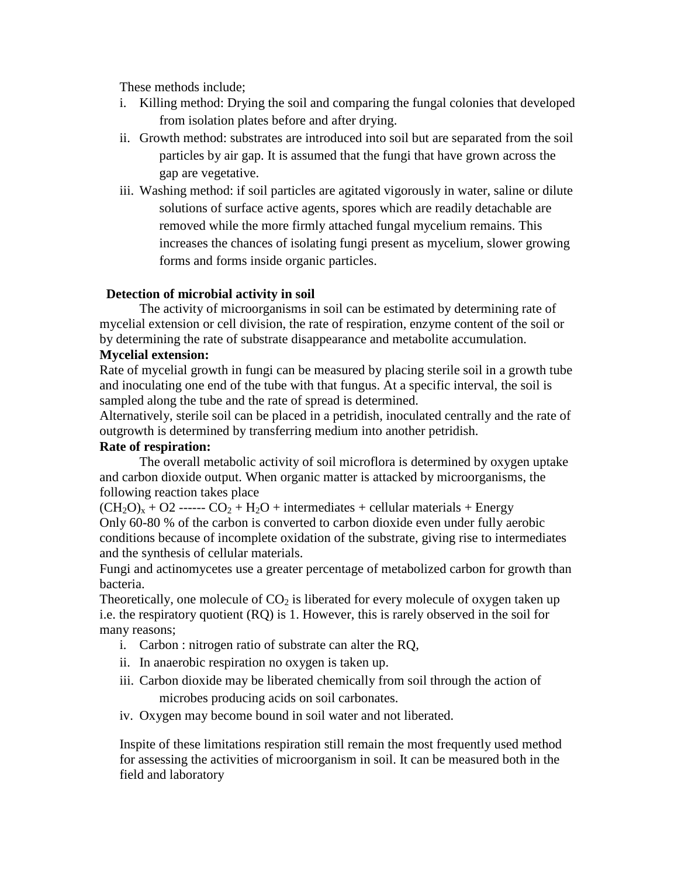These methods include;

i. Killing method: Drying the soil and comparing the fungal colonies that developed from isolation plates before and after drying.

ii. Growth method: substrates are introduced into soil but are separated from the soil particles by air gap. It is assumed that the fungi that have grown across the gap are vegetative.

iii. Washing method: if soil particles are agitated vigorously in water, saline or dilute solutions of surface active agents, spores which are readily detachable are removed while the more firmly attached fungal mycelium remains. This increases the chances of isolating fungi present as mycelium, slower growing forms and forms inside organic particles.

**Detection of microbial activity in soil**

The activity of microorganisms in soil can be estimated by determining rate of mycelial extension or cell division, the rate of respiration, enzyme content of the soil or by determining the rate of substrate disappearance and metabolite accumulation.

**Mycelial extension:**

Rate of mycelial growth in fungi can be measured by placing sterile soil in a growth tube and inoculating one end of the tube with that fungus. At a specific interval, the soil is sampled along the tube and the rate of spread is determined.

Alternatively, sterile soil can be placed in a petridish, inoculated centrally and the rate of outgrowth is determined by transferring medium into another petridish.

**Rate of respiration:**

The overall metabolic activity of soil microflora is determined by oxygen uptake and carbon dioxide output. When organic matter is attacked by microorganisms, the following reaction takes place

$(CH_2O)_x + O2$ ------ $CO_2 + H_2O$ + intermediates + cellular materials + Energy

Only 60-80 % of the carbon is converted to carbon dioxide even under fully aerobic conditions because of incomplete oxidation of the substrate, giving rise to intermediates and the synthesis of cellular materials.

Fungi and actinomycetes use a greater percentage of metabolized carbon for growth than bacteria.

Theoretically, one molecule of $CO_2$ is liberated for every molecule of oxygen taken up i.e. the respiratory quotient (RQ) is 1. However, this is rarely observed in the soil for many reasons;

i. Carbon : nitrogen ratio of substrate can alter the RQ,

ii. In anaerobic respiration no oxygen is taken up.

iii. Carbon dioxide may be liberated chemically from soil through the action of microbes producing acids on soil carbonates.

iv. Oxygen may become bound in soil water and not liberated.

Inspite of these limitations respiration still remain the most frequently used method for assessing the activities of microorganism in soil. It can be measured both in the field and laboratory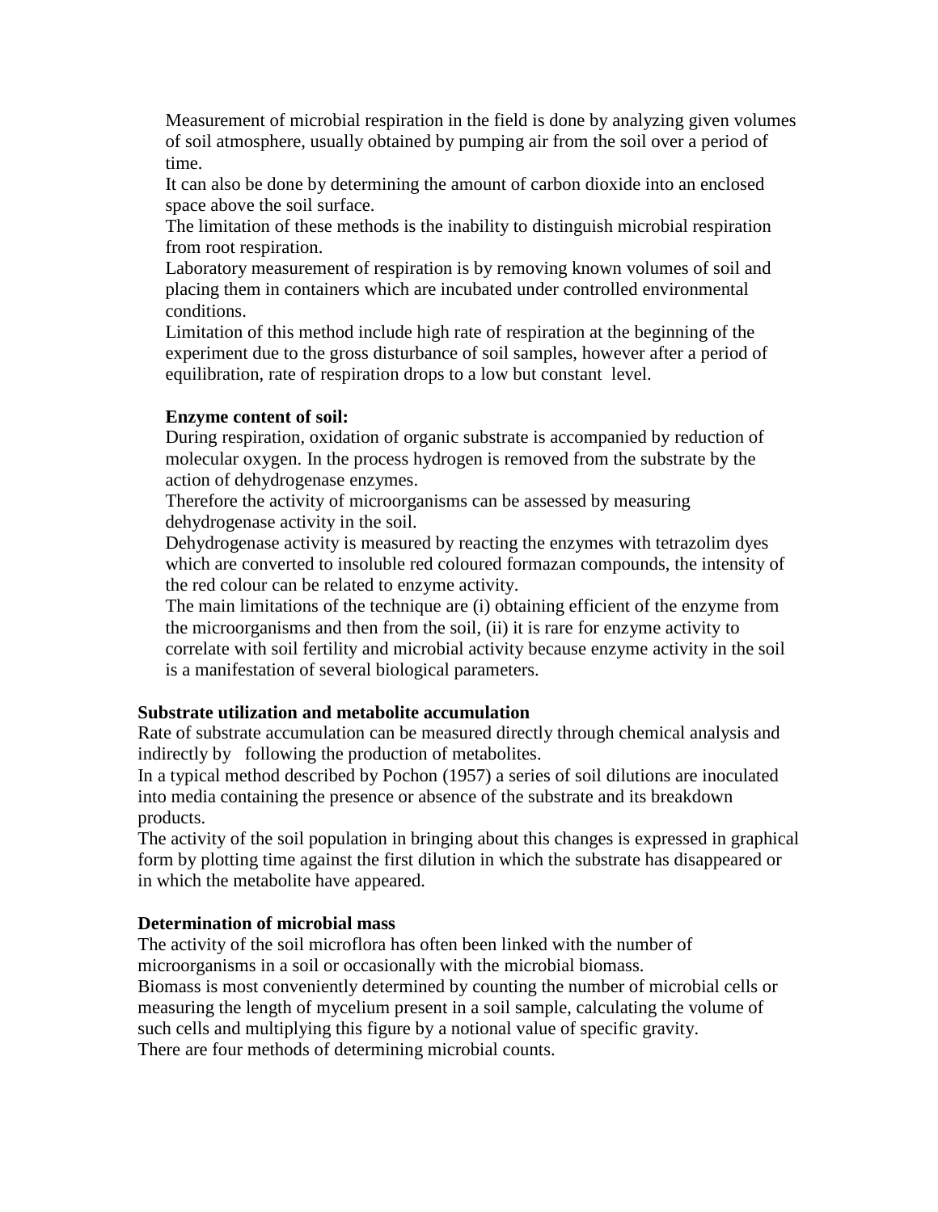Measurement of microbial respiration in the field is done by analyzing given volumes of soil atmosphere, usually obtained by pumping air from the soil over a period of time.

It can also be done by determining the amount of carbon dioxide into an enclosed space above the soil surface.

The limitation of these methods is the inability to distinguish microbial respiration from root respiration.

Laboratory measurement of respiration is by removing known volumes of soil and placing them in containers which are incubated under controlled environmental conditions.

Limitation of this method include high rate of respiration at the beginning of the experiment due to the gross disturbance of soil samples, however after a period of equilibration, rate of respiration drops to a low but constant level.

**Enzyme content of soil:**

During respiration, oxidation of organic substrate is accompanied by reduction of molecular oxygen. In the process hydrogen is removed from the substrate by the action of dehydrogenase enzymes.

Therefore the activity of microorganisms can be assessed by measuring dehydrogenase activity in the soil.

Dehydrogenase activity is measured by reacting the enzymes with tetrazolim dyes which are converted to insoluble red coloured formazan compounds, the intensity of the red colour can be related to enzyme activity.

The main limitations of the technique are (i) obtaining efficient of the enzyme from the microorganisms and then from the soil, (ii) it is rare for enzyme activity to correlate with soil fertility and microbial activity because enzyme activity in the soil is a manifestation of several biological parameters.

**Substrate utilization and metabolite accumulation**

Rate of substrate accumulation can be measured directly through chemical analysis and indirectly by following the production of metabolites.

In a typical method described by Pochon (1957) a series of soil dilutions are inoculated into media containing the presence or absence of the substrate and its breakdown products.

The activity of the soil population in bringing about this changes is expressed in graphical form by plotting time against the first dilution in which the substrate has disappeared or in which the metabolite have appeared.

**Determination of microbial mass**

The activity of the soil microflora has often been linked with the number of microorganisms in a soil or occasionally with the microbial biomass.

Biomass is most conveniently determined by counting the number of microbial cells or measuring the length of mycelium present in a soil sample, calculating the volume of such cells and multiplying this figure by a notional value of specific gravity.

There are four methods of determining microbial counts.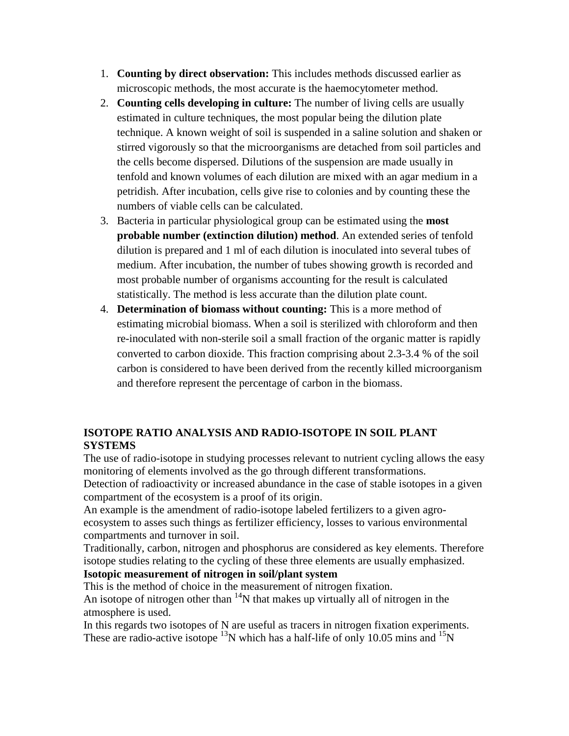1. **Counting by direct observation:** This includes methods discussed earlier as microscopic methods, the most accurate is the haemocytometer method.
2. **Counting cells developing in culture:** The number of living cells are usually estimated in culture techniques, the most popular being the dilution plate technique. A known weight of soil is suspended in a saline solution and shaken or stirred vigorously so that the microorganisms are detached from soil particles and the cells become dispersed. Dilutions of the suspension are made usually in tenfold and known volumes of each dilution are mixed with an agar medium in a petridish. After incubation, cells give rise to colonies and by counting these the numbers of viable cells can be calculated.
3. Bacteria in particular physiological group can be estimated using the **most probable number (extinction dilution) method**. An extended series of tenfold dilution is prepared and 1 ml of each dilution is inoculated into several tubes of medium. After incubation, the number of tubes showing growth is recorded and most probable number of organisms accounting for the result is calculated statistically. The method is less accurate than the dilution plate count.
4. **Determination of biomass without counting:** This is a more method of estimating microbial biomass. When a soil is sterilized with chloroform and then re-inoculated with non-sterile soil a small fraction of the organic matter is rapidly converted to carbon dioxide. This fraction comprising about 2.3-3.4 % of the soil carbon is considered to have been derived from the recently killed microorganism and therefore represent the percentage of carbon in the biomass.

## ISOTOPE RATIO ANALYSIS AND RADIO-ISOTOPE IN SOIL PLANT SYSTEMS

The use of radio-isotope in studying processes relevant to nutrient cycling allows the easy monitoring of elements involved as the go through different transformations.

Detection of radioactivity or increased abundance in the case of stable isotopes in a given compartment of the ecosystem is a proof of its origin.

An example is the amendment of radio-isotope labeled fertilizers to a given agro-ecosystem to asses such things as fertilizer efficiency, losses to various environmental compartments and turnover in soil.

Traditionally, carbon, nitrogen and phosphorus are considered as key elements. Therefore isotope studies relating to the cycling of these three elements are usually emphasized.

**Isotopic measurement of nitrogen in soil/plant system**

This is the method of choice in the measurement of nitrogen fixation.

An isotope of nitrogen other than $^{14}N$ that makes up virtually all of nitrogen in the atmosphere is used.

In this regards two isotopes of N are useful as tracers in nitrogen fixation experiments. These are radio-active isotope $^{13}N$ which has a half-life of only 10.05 mins and $^{15}N$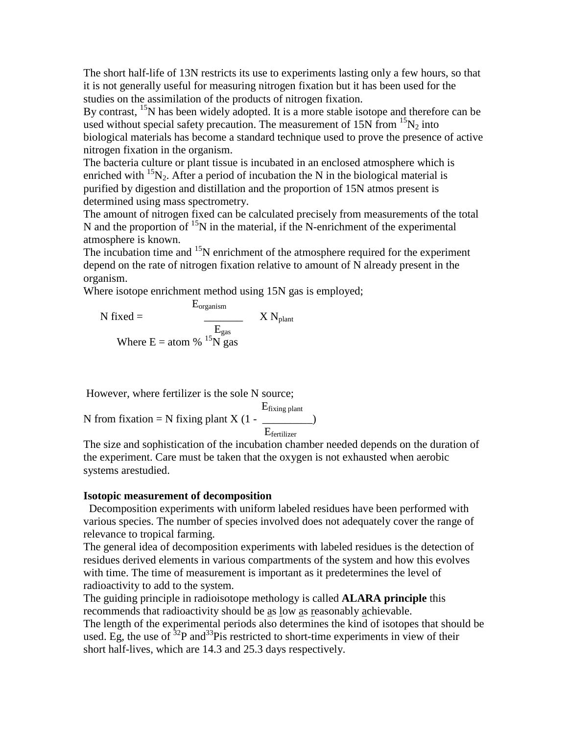The short half-life of 13N restricts its use to experiments lasting only a few hours, so that it is not generally useful for measuring nitrogen fixation but it has been used for the studies on the assimilation of the products of nitrogen fixation.

By contrast, $^{15}N$ has been widely adopted. It is a more stable isotope and therefore can be used without special safety precaution. The measurement of 15N from $^{15}N_2$ into biological materials has become a standard technique used to prove the presence of active nitrogen fixation in the organism.

The bacteria culture or plant tissue is incubated in an enclosed atmosphere which is enriched with $^{15}N_2$. After a period of incubation the N in the biological material is purified by digestion and distillation and the proportion of 15N atmos present is determined using mass spectrometry.

The amount of nitrogen fixed can be calculated precisely from measurements of the total N and the proportion of $^{15}N$ in the material, if the N-enrichment of the experimental atmosphere is known.

The incubation time and $^{15}N$ enrichment of the atmosphere required for the experiment depend on the rate of nitrogen fixation relative to amount of N already present in the organism.

Where isotope enrichment method using 15N gas is employed;

$$N \text{ fixed} = \frac{E_{organism}}{E_{gas}} \times N_{plant}$$

Where E = atom % $^{15}N$ gas

However, where fertilizer is the sole N source;

$$N \text{ from fixation} = N \text{ fixing plant} \times \left(1 - \frac{E_{fixing\ plant}}{E_{fertilizer}}\right)$$

The size and sophistication of the incubation chamber needed depends on the duration of the experiment. Care must be taken that the oxygen is not exhausted when aerobic systems arestudied.

**Isotopic measurement of decomposition**

Decomposition experiments with uniform labeled residues have been performed with various species. The number of species involved does not adequately cover the range of relevance to tropical farming.

The general idea of decomposition experiments with labeled residues is the detection of residues derived elements in various compartments of the system and how this evolves with time. The time of measurement is important as it predetermines the level of radioactivity to add to the system.

The guiding principle in radioisotope methology is called **ALARA principle** this recommends that radioactivity should be as low as reasonably achievable.

The length of the experimental periods also determines the kind of isotopes that should be used. Eg, the use of $^{32}P$ and$^{33}P$is restricted to short-time experiments in view of their short half-lives, which are 14.3 and 25.3 days respectively.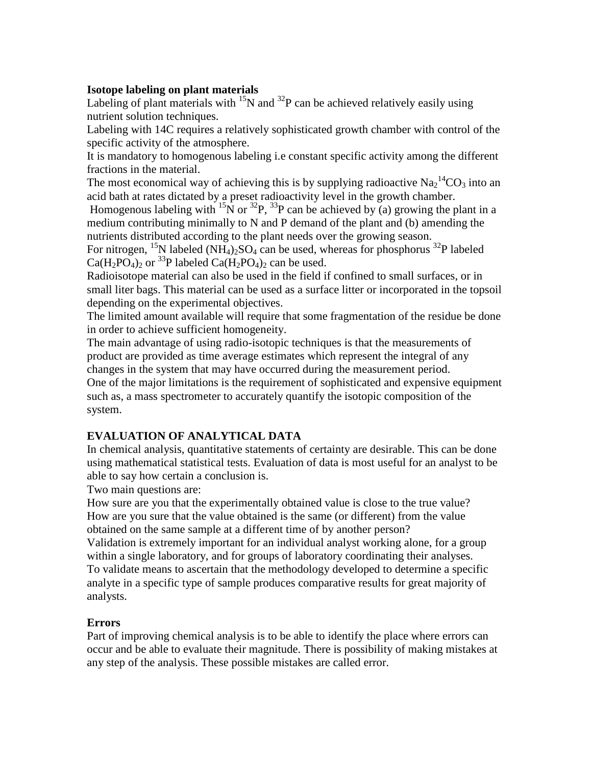**Isotope labeling on plant materials**

Labeling of plant materials with $^{15}N$ and $^{32}P$ can be achieved relatively easily using nutrient solution techniques.

Labeling with 14C requires a relatively sophisticated growth chamber with control of the specific activity of the atmosphere.

It is mandatory to homogenous labeling i.e constant specific activity among the different fractions in the material.

The most economical way of achieving this is by supplying radioactive $Na_2{}^{14}CO_3$ into an acid bath at rates dictated by a preset radioactivity level in the growth chamber.

Homogenous labeling with $^{15}N$ or $^{32}P$, $^{33}P$ can be achieved by (a) growing the plant in a medium contributing minimally to N and P demand of the plant and (b) amending the nutrients distributed according to the plant needs over the growing season.

For nitrogen, $^{15}N$ labeled $(NH_4)_2SO_4$ can be used, whereas for phosphorus $^{32}P$ labeled $Ca(H_2PO_4)_2$ or $^{33}P$ labeled $Ca(H_2PO_4)_2$ can be used.

Radioisotope material can also be used in the field if confined to small surfaces, or in small liter bags. This material can be used as a surface litter or incorporated in the topsoil depending on the experimental objectives.

The limited amount available will require that some fragmentation of the residue be done in order to achieve sufficient homogeneity.

The main advantage of using radio-isotopic techniques is that the measurements of product are provided as time average estimates which represent the integral of any changes in the system that may have occurred during the measurement period.

One of the major limitations is the requirement of sophisticated and expensive equipment such as, a mass spectrometer to accurately quantify the isotopic composition of the system.

**EVALUATION OF ANALYTICAL DATA**

In chemical analysis, quantitative statements of certainty are desirable. This can be done using mathematical statistical tests. Evaluation of data is most useful for an analyst to be able to say how certain a conclusion is.

Two main questions are:

How sure are you that the experimentally obtained value is close to the true value?

How are you sure that the value obtained is the same (or different) from the value obtained on the same sample at a different time of by another person?

Validation is extremely important for an individual analyst working alone, for a group within a single laboratory, and for groups of laboratory coordinating their analyses.

To validate means to ascertain that the methodology developed to determine a specific analyte in a specific type of sample produces comparative results for great majority of analysts.

**Errors**

Part of improving chemical analysis is to be able to identify the place where errors can occur and be able to evaluate their magnitude. There is possibility of making mistakes at any step of the analysis. These possible mistakes are called error.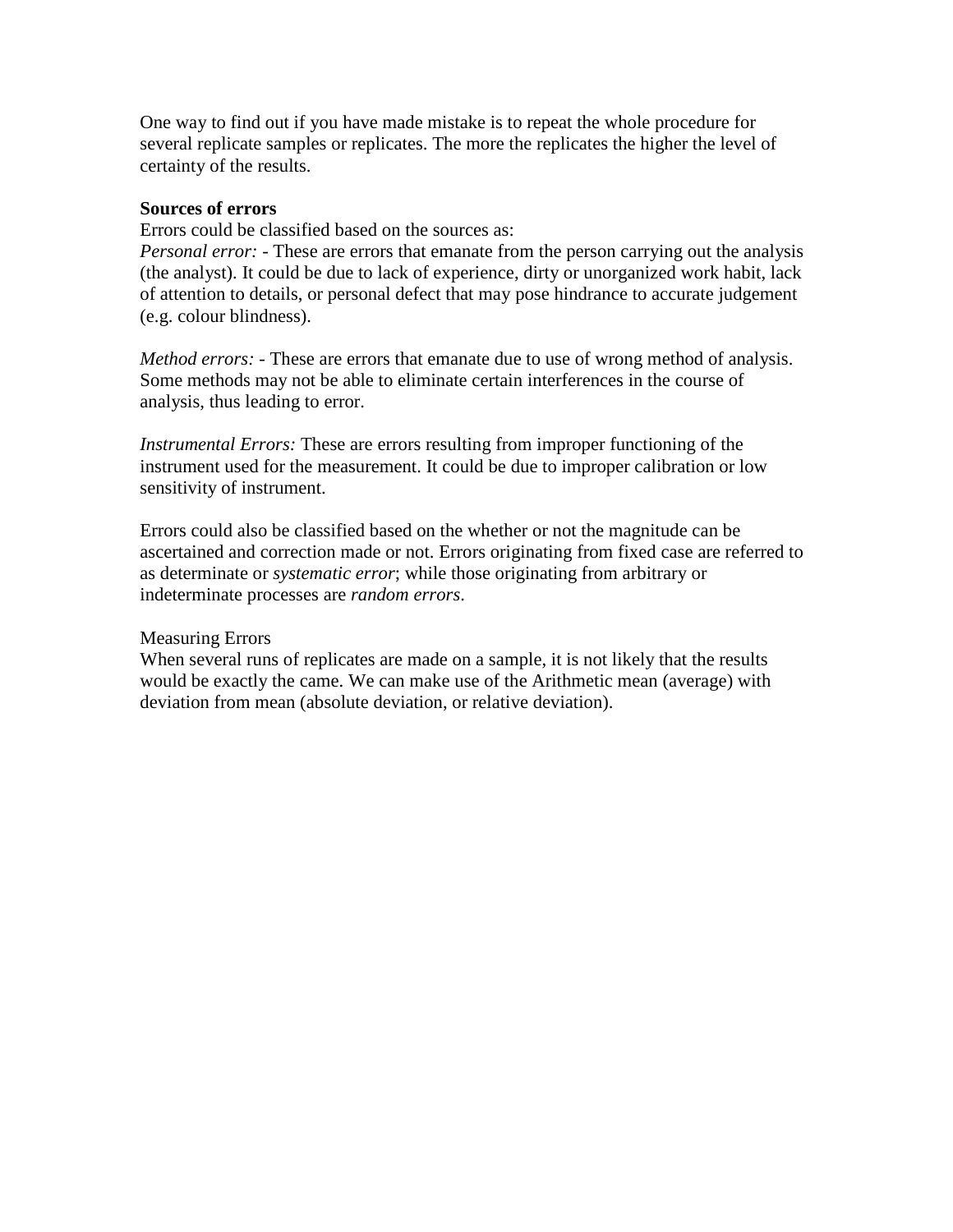One way to find out if you have made mistake is to repeat the whole procedure for several replicate samples or replicates. The more the replicates the higher the level of certainty of the results.

**Sources of errors**

Errors could be classified based on the sources as:

*Personal error:* - These are errors that emanate from the person carrying out the analysis (the analyst). It could be due to lack of experience, dirty or unorganized work habit, lack of attention to details, or personal defect that may pose hindrance to accurate judgement (e.g. colour blindness).

*Method errors:* - These are errors that emanate due to use of wrong method of analysis. Some methods may not be able to eliminate certain interferences in the course of analysis, thus leading to error.

*Instrumental Errors:* These are errors resulting from improper functioning of the instrument used for the measurement. It could be due to improper calibration or low sensitivity of instrument.

Errors could also be classified based on the whether or not the magnitude can be ascertained and correction made or not. Errors originating from fixed case are referred to as determinate or *systematic error*; while those originating from arbitrary or indeterminate processes are *random errors*.

Measuring Errors

When several runs of replicates are made on a sample, it is not likely that the results would be exactly the came. We can make use of the Arithmetic mean (average) with deviation from mean (absolute deviation, or relative deviation).